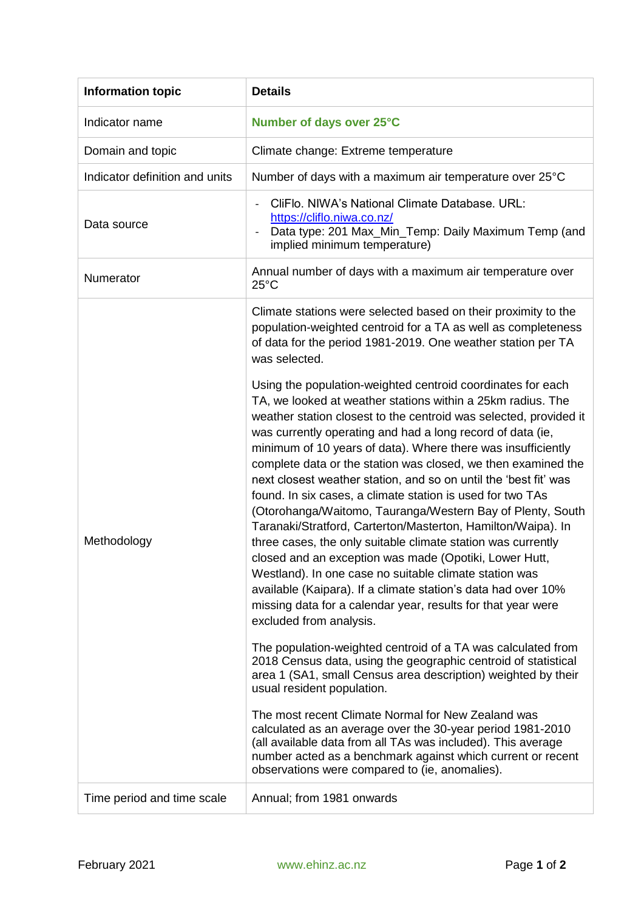| Information topic | Details |
|---|---|
| Indicator name | **Number of days over 25°C** |
| Domain and topic | Climate change: Extreme temperature |
| Indicator definition and units | Number of days with a maximum air temperature over 25°C |
| Data source | - CliFlo. NIWA's National Climate Database. URL: [https://cliflo.niwa.co.nz/](https://cliflo.niwa.co.nz/)<br>- Data type: 201 Max_Min_Temp: Daily Maximum Temp (and implied minimum temperature) |
| Numerator | Annual number of days with a maximum air temperature over 25°C |
| Methodology | Climate stations were selected based on their proximity to the population-weighted centroid for a TA as well as completeness of data for the period 1981-2019. One weather station per TA was selected.<br><br>Using the population-weighted centroid coordinates for each TA, we looked at weather stations within a 25km radius. The weather station closest to the centroid was selected, provided it was currently operating and had a long record of data (ie, minimum of 10 years of data). Where there was insufficiently complete data or the station was closed, we then examined the next closest weather station, and so on until the 'best fit' was found. In six cases, a climate station is used for two TAs (Otorohanga/Waitomo, Tauranga/Western Bay of Plenty, South Taranaki/Stratford, Carterton/Masterton, Hamilton/Waipa). In three cases, the only suitable climate station was currently closed and an exception was made (Opotiki, Lower Hutt, Westland). In one case no suitable climate station was available (Kaipara). If a climate station's data had over 10% missing data for a calendar year, results for that year were excluded from analysis.<br><br>The population-weighted centroid of a TA was calculated from 2018 Census data, using the geographic centroid of statistical area 1 (SA1, small Census area description) weighted by their usual resident population.<br><br>The most recent Climate Normal for New Zealand was calculated as an average over the 30-year period 1981-2010 (all available data from all TAs was included). This average number acted as a benchmark against which current or recent observations were compared to (ie, anomalies). |
| Time period and time scale | Annual; from 1981 onwards |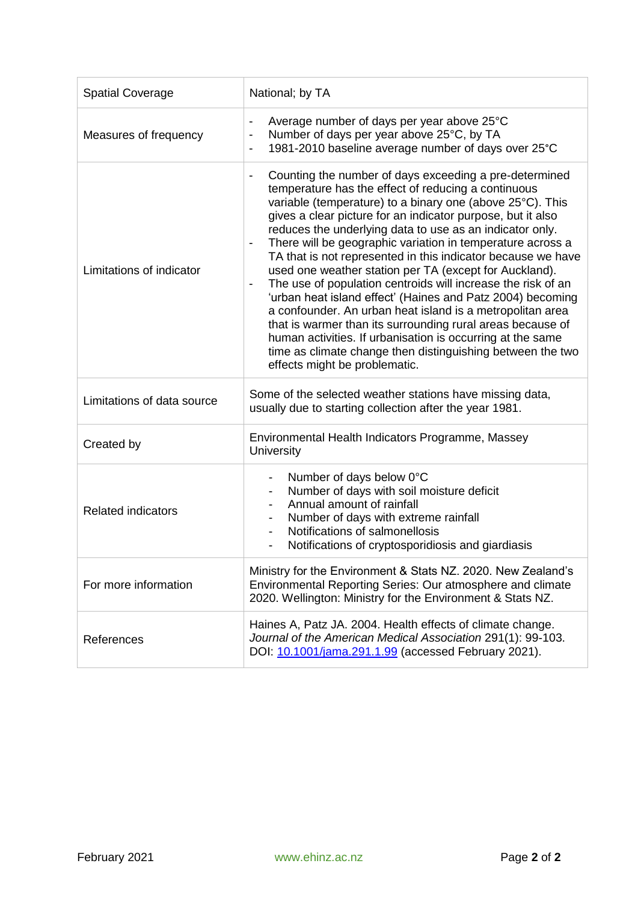| | |
|---|---|
| Spatial Coverage | National; by TA |
| Measures of frequency | - Average number of days per year above 25°C<br>- Number of days per year above 25°C, by TA<br>- 1981-2010 baseline average number of days over 25°C |
| Limitations of indicator | - Counting the number of days exceeding a pre-determined temperature has the effect of reducing a continuous variable (temperature) to a binary one (above 25°C). This gives a clear picture for an indicator purpose, but it also reduces the underlying data to use as an indicator only.<br>- There will be geographic variation in temperature across a TA that is not represented in this indicator because we have used one weather station per TA (except for Auckland).<br>- The use of population centroids will increase the risk of an 'urban heat island effect' (Haines and Patz 2004) becoming a confounder. An urban heat island is a metropolitan area that is warmer than its surrounding rural areas because of human activities. If urbanisation is occurring at the same time as climate change then distinguishing between the two effects might be problematic. |
| Limitations of data source | Some of the selected weather stations have missing data, usually due to starting collection after the year 1981. |
| Created by | Environmental Health Indicators Programme, Massey University |
| Related indicators | - Number of days below 0°C<br>- Number of days with soil moisture deficit<br>- Annual amount of rainfall<br>- Number of days with extreme rainfall<br>- Notifications of salmonellosis<br>- Notifications of cryptosporidiosis and giardiasis |
| For more information | Ministry for the Environment & Stats NZ. 2020. New Zealand's Environmental Reporting Series: Our atmosphere and climate 2020. Wellington: Ministry for the Environment & Stats NZ. |
| References | Haines A, Patz JA. 2004. Health effects of climate change. *Journal of the American Medical Association* 291(1): 99-103. DOI: [10.1001/jama.291.1.99](https://doi.org/10.1001/jama.291.1.99) (accessed February 2021). |